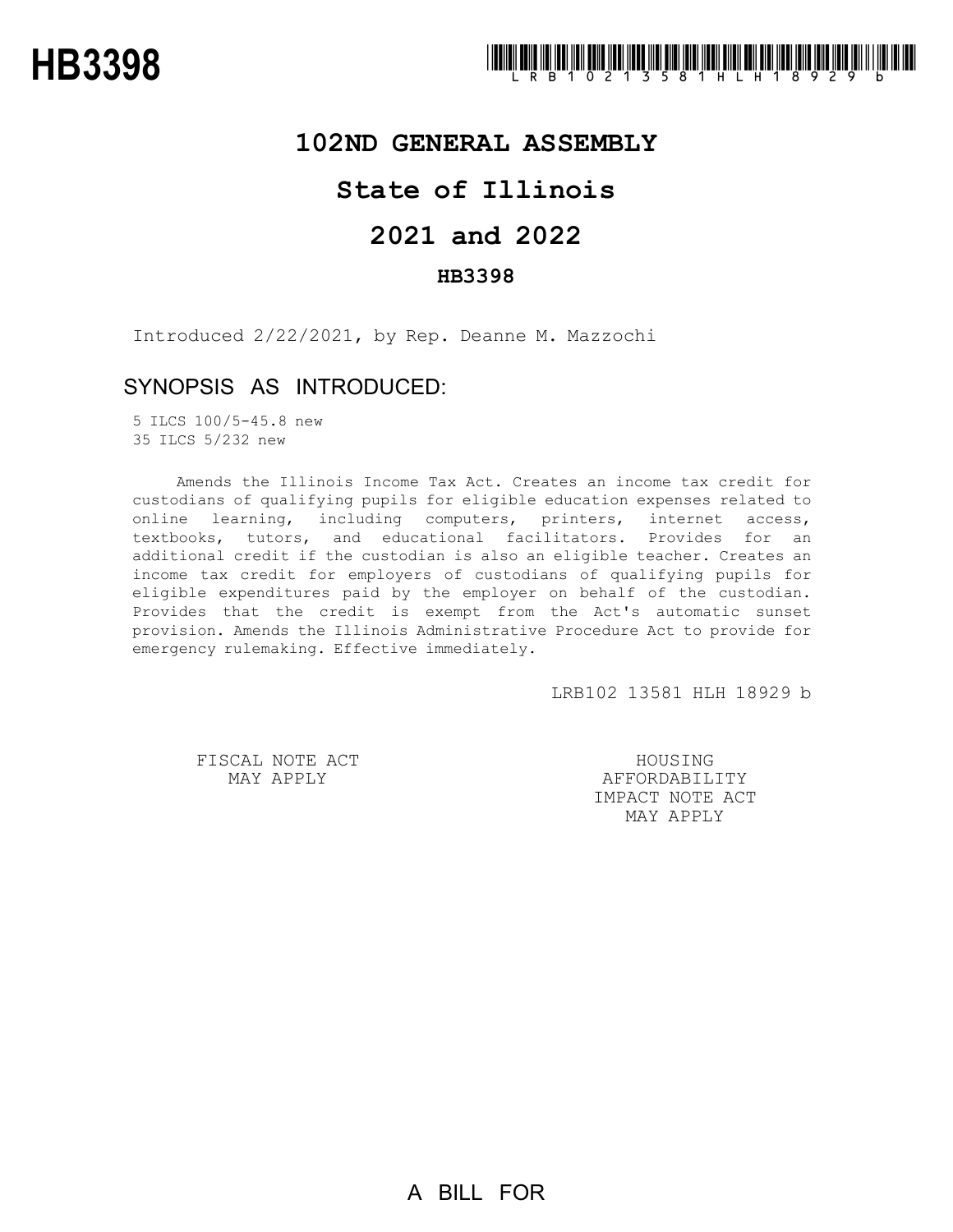# HB3398

# 102ND GENERAL ASSEMBLY

# State of Illinois

# 2021 and 2022

## HB3398

Introduced 2/22/2021, by Rep. Deanne M. Mazzochi

## SYNOPSIS AS INTRODUCED:

5 ILCS 100/5-45.8 new
35 ILCS 5/232 new

Amends the Illinois Income Tax Act. Creates an income tax credit for custodians of qualifying pupils for eligible education expenses related to online learning, including computers, printers, internet access, textbooks, tutors, and educational facilitators. Provides for an additional credit if the custodian is also an eligible teacher. Creates an income tax credit for employers of custodians of qualifying pupils for eligible expenditures paid by the employer on behalf of the custodian. Provides that the credit is exempt from the Act's automatic sunset provision. Amends the Illinois Administrative Procedure Act to provide for emergency rulemaking. Effective immediately.

LRB102 13581 HLH 18929 b

FISCAL NOTE ACT MAY APPLY

HOUSING AFFORDABILITY IMPACT NOTE ACT MAY APPLY

A BILL FOR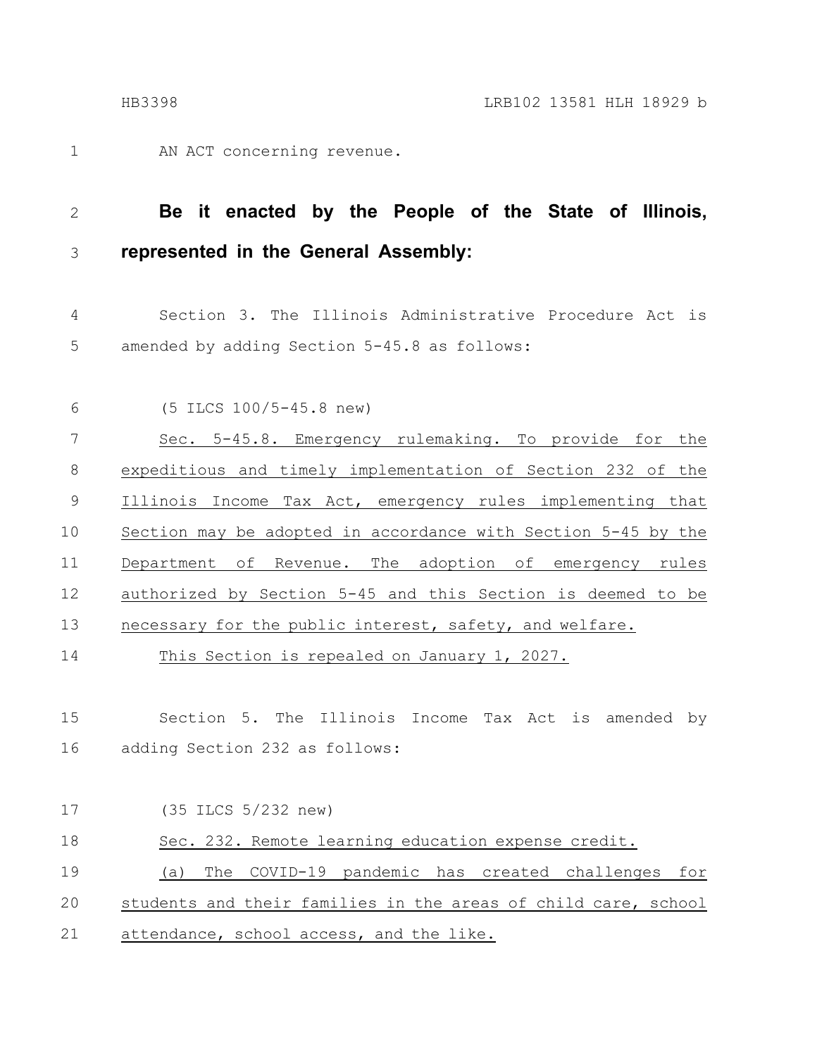AN ACT concerning revenue.

**Be it enacted by the People of the State of Illinois, represented in the General Assembly:**

Section 3. The Illinois Administrative Procedure Act is amended by adding Section 5-45.8 as follows:

(5 ILCS 100/5-45.8 new)

Sec. 5-45.8. Emergency rulemaking. To provide for the expeditious and timely implementation of Section 232 of the Illinois Income Tax Act, emergency rules implementing that Section may be adopted in accordance with Section 5-45 by the Department of Revenue. The adoption of emergency rules authorized by Section 5-45 and this Section is deemed to be necessary for the public interest, safety, and welfare.

This Section is repealed on January 1, 2027.

Section 5. The Illinois Income Tax Act is amended by adding Section 232 as follows:

(35 ILCS 5/232 new)

Sec. 232. Remote learning education expense credit.

(a) The COVID-19 pandemic has created challenges for students and their families in the areas of child care, school attendance, school access, and the like.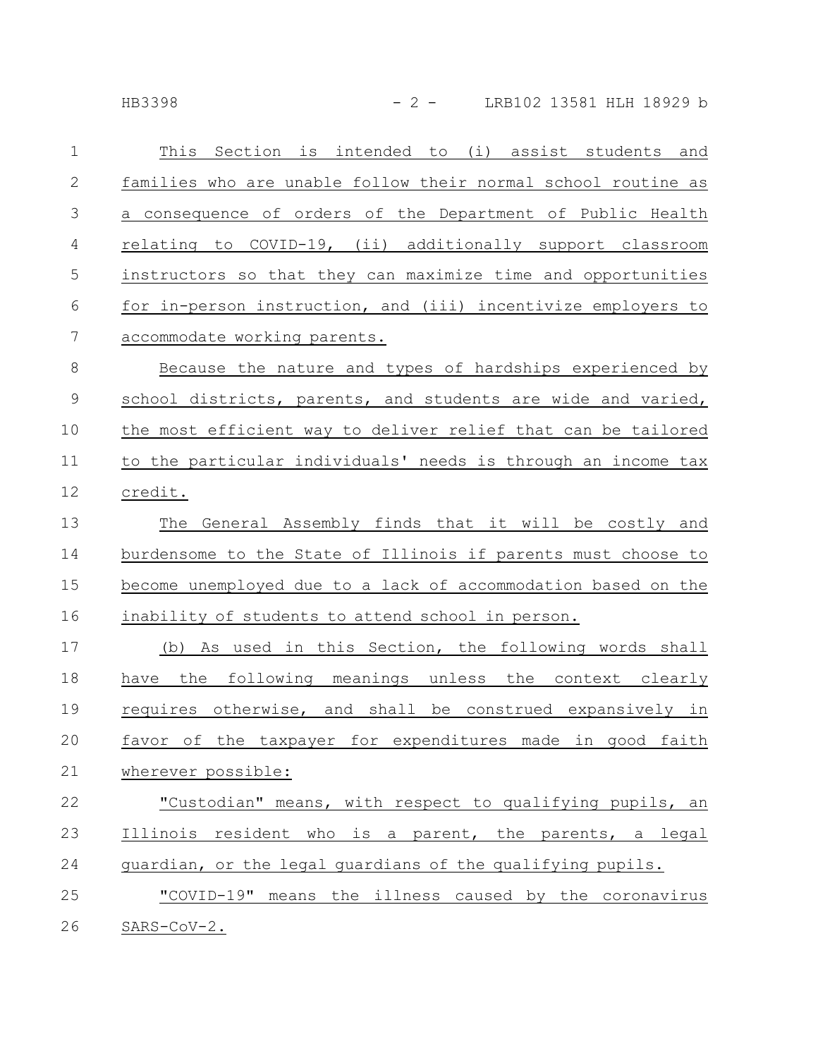This Section is intended to (i) assist students and families who are unable follow their normal school routine as a consequence of orders of the Department of Public Health relating to COVID-19, (ii) additionally support classroom instructors so that they can maximize time and opportunities for in-person instruction, and (iii) incentivize employers to accommodate working parents.

Because the nature and types of hardships experienced by school districts, parents, and students are wide and varied, the most efficient way to deliver relief that can be tailored to the particular individuals' needs is through an income tax credit.

The General Assembly finds that it will be costly and burdensome to the State of Illinois if parents must choose to become unemployed due to a lack of accommodation based on the inability of students to attend school in person.

(b) As used in this Section, the following words shall have the following meanings unless the context clearly requires otherwise, and shall be construed expansively in favor of the taxpayer for expenditures made in good faith wherever possible:

"Custodian" means, with respect to qualifying pupils, an Illinois resident who is a parent, the parents, a legal guardian, or the legal guardians of the qualifying pupils.

"COVID-19" means the illness caused by the coronavirus SARS-CoV-2.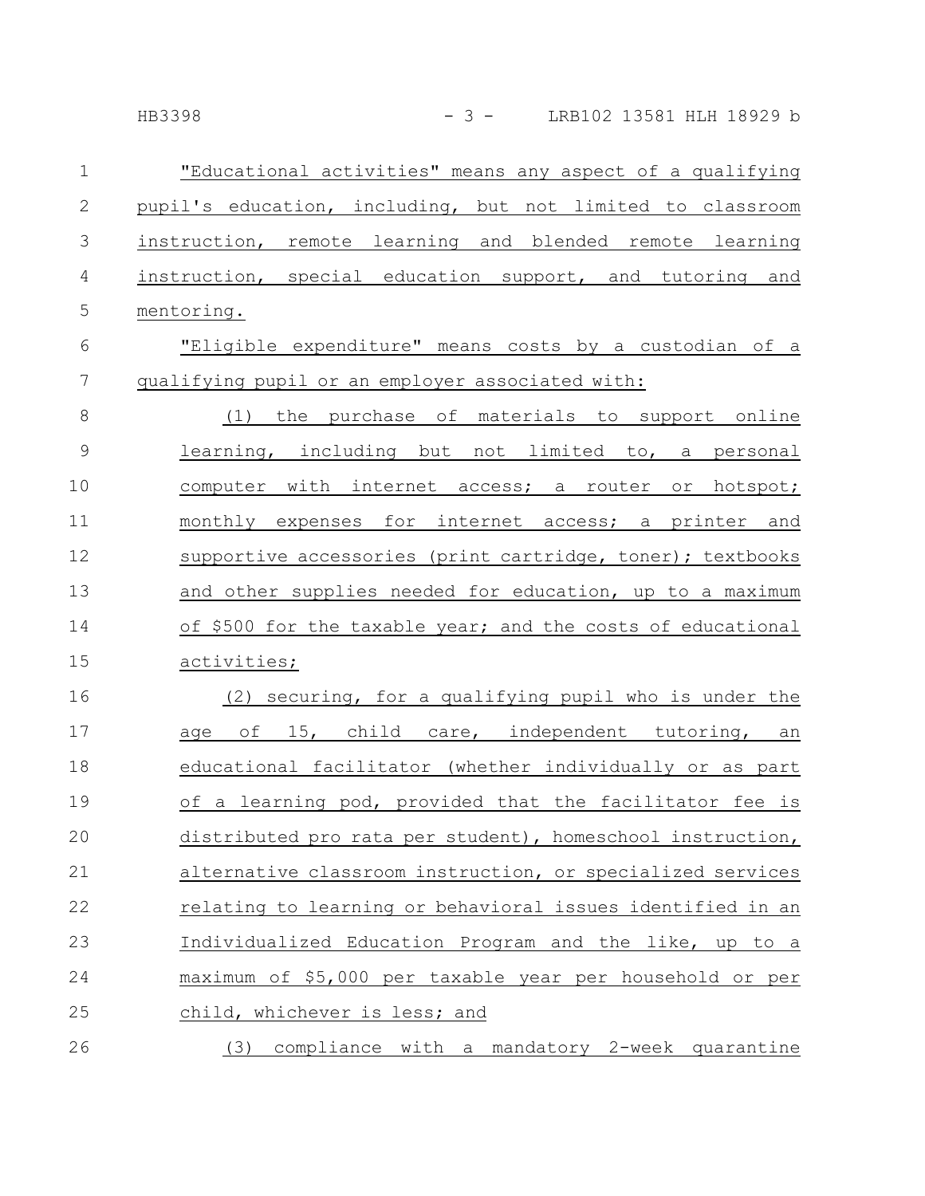"Educational activities" means any aspect of a qualifying pupil's education, including, but not limited to classroom instruction, remote learning and blended remote learning instruction, special education support, and tutoring and mentoring.

"Eligible expenditure" means costs by a custodian of a qualifying pupil or an employer associated with:

(1) the purchase of materials to support online learning, including but not limited to, a personal computer with internet access; a router or hotspot; monthly expenses for internet access; a printer and supportive accessories (print cartridge, toner); textbooks and other supplies needed for education, up to a maximum of $500 for the taxable year; and the costs of educational activities;

(2) securing, for a qualifying pupil who is under the age of 15, child care, independent tutoring, an educational facilitator (whether individually or as part of a learning pod, provided that the facilitator fee is distributed pro rata per student), homeschool instruction, alternative classroom instruction, or specialized services relating to learning or behavioral issues identified in an Individualized Education Program and the like, up to a maximum of $5,000 per taxable year per household or per child, whichever is less; and

(3) compliance with a mandatory 2-week quarantine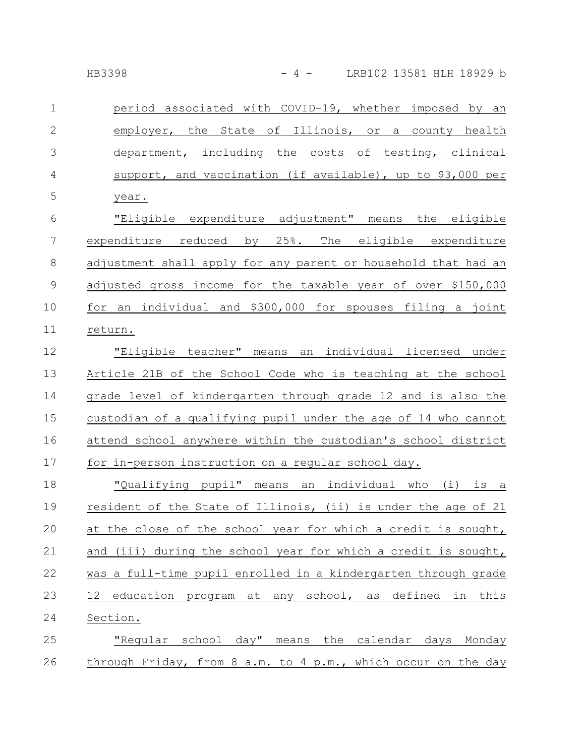period associated with COVID-19, whether imposed by an employer, the State of Illinois, or a county health department, including the costs of testing, clinical support, and vaccination (if available), up to $3,000 per year.

"Eligible expenditure adjustment" means the eligible expenditure reduced by 25%. The eligible expenditure adjustment shall apply for any parent or household that had an adjusted gross income for the taxable year of over $150,000 for an individual and $300,000 for spouses filing a joint return.

"Eligible teacher" means an individual licensed under Article 21B of the School Code who is teaching at the school grade level of kindergarten through grade 12 and is also the custodian of a qualifying pupil under the age of 14 who cannot attend school anywhere within the custodian's school district for in-person instruction on a regular school day.

"Qualifying pupil" means an individual who (i) is a resident of the State of Illinois, (ii) is under the age of 21 at the close of the school year for which a credit is sought, and (iii) during the school year for which a credit is sought, was a full-time pupil enrolled in a kindergarten through grade 12 education program at any school, as defined in this Section.

"Regular school day" means the calendar days Monday through Friday, from 8 a.m. to 4 p.m., which occur on the day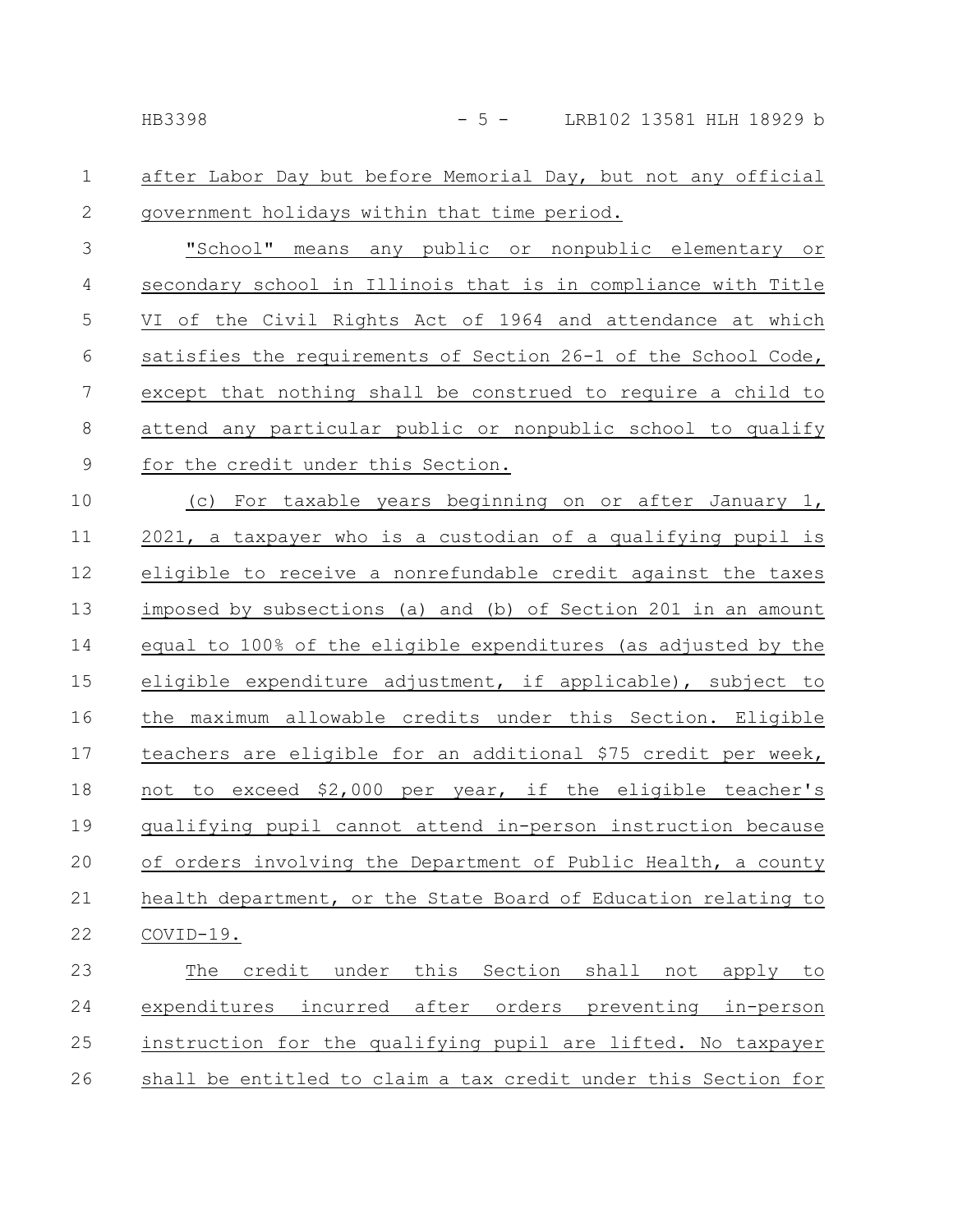after Labor Day but before Memorial Day, but not any official government holidays within that time period.

"School" means any public or nonpublic elementary or secondary school in Illinois that is in compliance with Title VI of the Civil Rights Act of 1964 and attendance at which satisfies the requirements of Section 26-1 of the School Code, except that nothing shall be construed to require a child to attend any particular public or nonpublic school to qualify for the credit under this Section.

(c) For taxable years beginning on or after January 1, 2021, a taxpayer who is a custodian of a qualifying pupil is eligible to receive a nonrefundable credit against the taxes imposed by subsections (a) and (b) of Section 201 in an amount equal to 100% of the eligible expenditures (as adjusted by the eligible expenditure adjustment, if applicable), subject to the maximum allowable credits under this Section. Eligible teachers are eligible for an additional $75 credit per week, not to exceed $2,000 per year, if the eligible teacher's qualifying pupil cannot attend in-person instruction because of orders involving the Department of Public Health, a county health department, or the State Board of Education relating to COVID-19.

The credit under this Section shall not apply to expenditures incurred after orders preventing in-person instruction for the qualifying pupil are lifted. No taxpayer shall be entitled to claim a tax credit under this Section for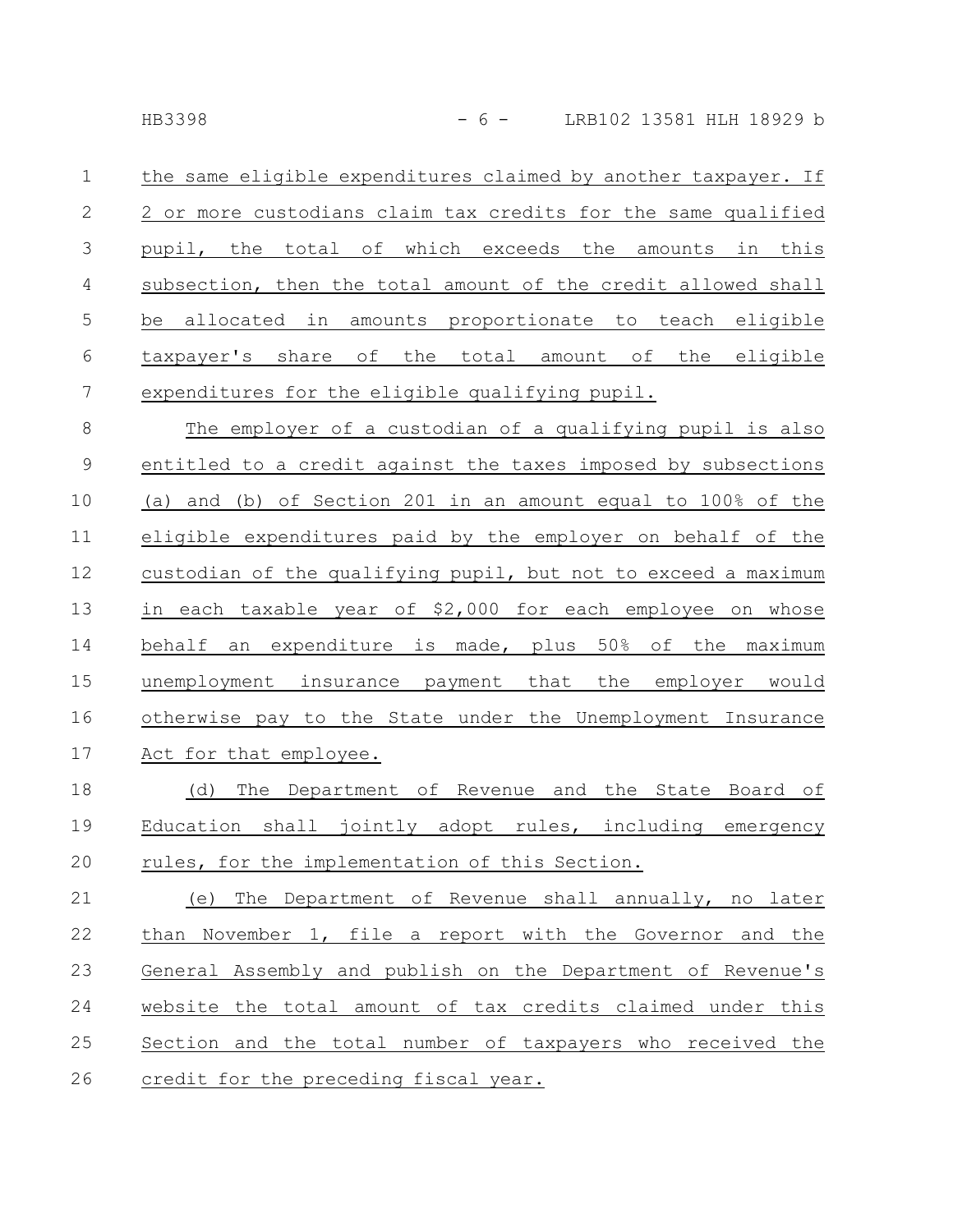the same eligible expenditures claimed by another taxpayer. If 2 or more custodians claim tax credits for the same qualified pupil, the total of which exceeds the amounts in this subsection, then the total amount of the credit allowed shall be allocated in amounts proportionate to teach eligible taxpayer's share of the total amount of the eligible expenditures for the eligible qualifying pupil.

The employer of a custodian of a qualifying pupil is also entitled to a credit against the taxes imposed by subsections (a) and (b) of Section 201 in an amount equal to 100% of the eligible expenditures paid by the employer on behalf of the custodian of the qualifying pupil, but not to exceed a maximum in each taxable year of $2,000 for each employee on whose behalf an expenditure is made, plus 50% of the maximum unemployment insurance payment that the employer would otherwise pay to the State under the Unemployment Insurance Act for that employee.

(d) The Department of Revenue and the State Board of Education shall jointly adopt rules, including emergency rules, for the implementation of this Section.

(e) The Department of Revenue shall annually, no later than November 1, file a report with the Governor and the General Assembly and publish on the Department of Revenue's website the total amount of tax credits claimed under this Section and the total number of taxpayers who received the credit for the preceding fiscal year.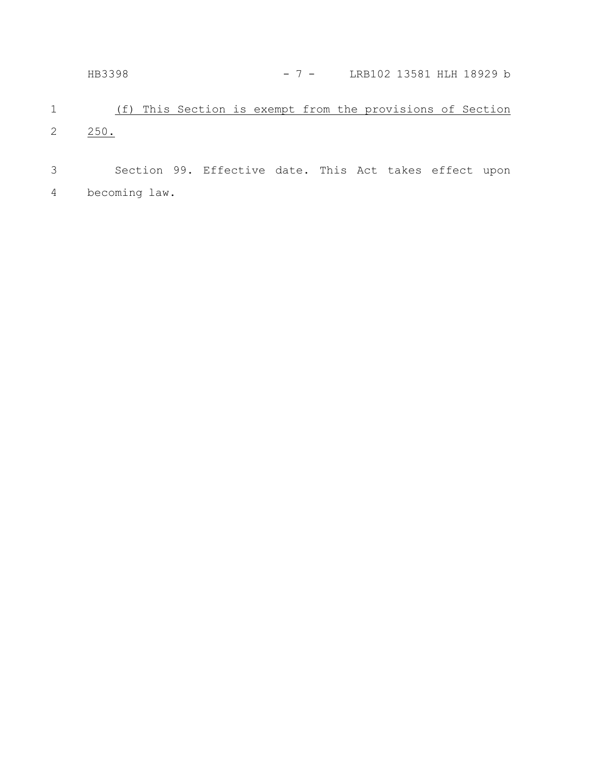(f) This Section is exempt from the provisions of Section 250.

Section 99. Effective date. This Act takes effect upon becoming law.